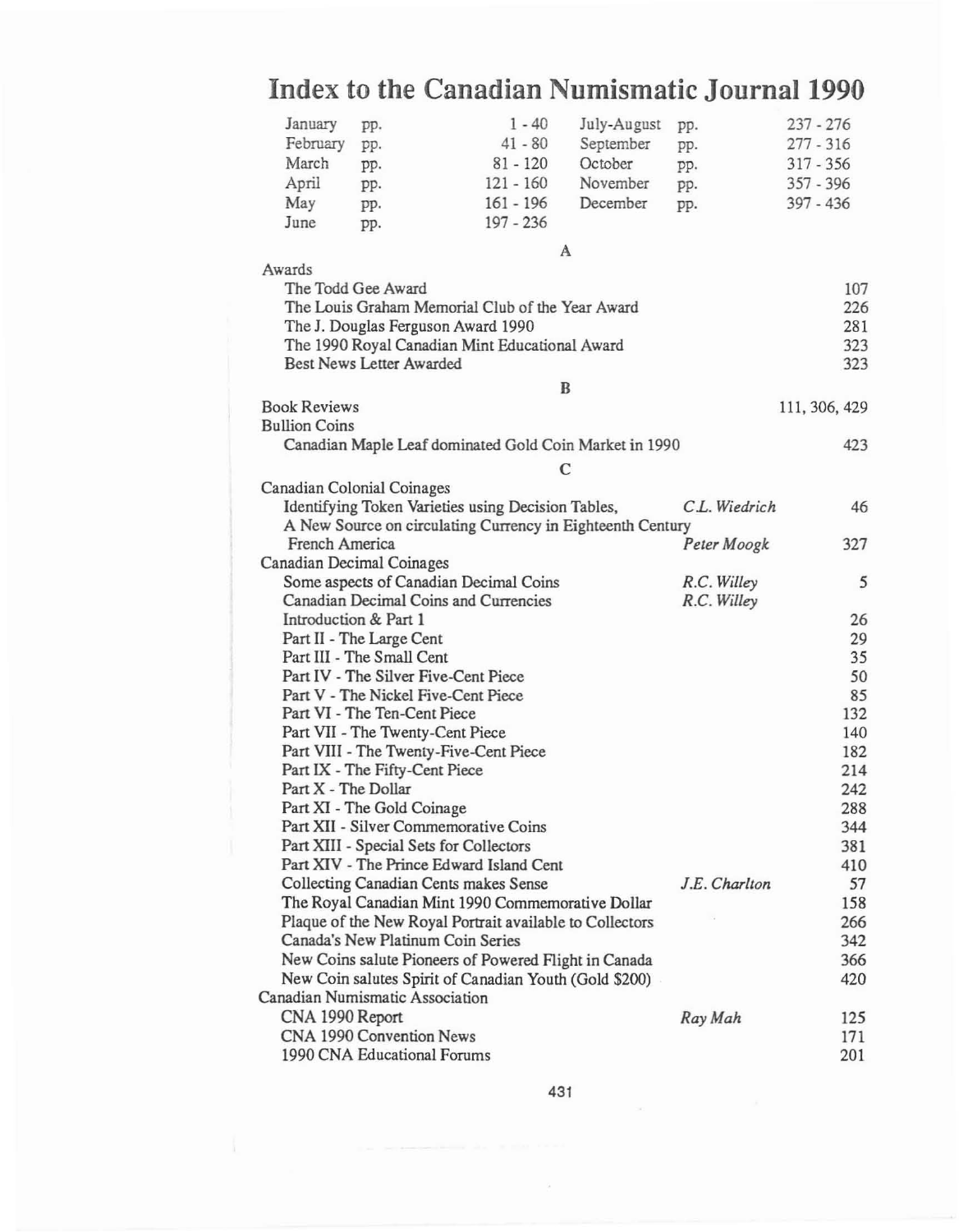# Index to the Canadian Numismatic Journal 1990

| | | | | | |
|---|---|---|---|---|---|
| January | pp. | 1 - 40 | July-August | pp. | 237 - 276 |
| February | pp. | 41 - 80 | September | pp. | 277 - 316 |
| March | pp. | 81 - 120 | October | pp. | 317 - 356 |
| April | pp. | 121 - 160 | November | pp. | 357 - 396 |
| May | pp. | 161 - 196 | December | pp. | 397 - 436 |
| June | pp. | 197 - 236 | | | |

## A

| Entry | Author | Page |
|---|---|---|
| **Awards** | | |
| The Todd Gee Award | | 107 |
| The Louis Graham Memorial Club of the Year Award | | 226 |
| The J. Douglas Ferguson Award 1990 | | 281 |
| The 1990 Royal Canadian Mint Educational Award | | 323 |
| Best News Letter Awarded | | 323 |

## B

| Entry | Author | Page |
|---|---|---|
| **Book Reviews** | | 111, 306, 429 |
| **Bullion Coins** | | |
| Canadian Maple Leaf dominated Gold Coin Market in 1990 | | 423 |

## C

| Entry | Author | Page |
|---|---|---|
| **Canadian Colonial Coinages** | | |
| Identifying Token Varieties using Decision Tables, | *C.L. Wiedrich* | 46 |
| A New Source on circulating Currency in Eighteenth Century French America | *Peter Moogk* | 327 |
| **Canadian Decimal Coinages** | | |
| Some aspects of Canadian Decimal Coins | *R.C. Willey* | 5 |
| Canadian Decimal Coins and Currencies | *R.C. Willey* | |
| Introduction & Part 1 | | 26 |
| Part II - The Large Cent | | 29 |
| Part III - The Small Cent | | 35 |
| Part IV - The Silver Five-Cent Piece | | 50 |
| Part V - The Nickel Five-Cent Piece | | 85 |
| Part VI - The Ten-Cent Piece | | 132 |
| Part VII - The Twenty-Cent Piece | | 140 |
| Part VIII - The Twenty-Five-Cent Piece | | 182 |
| Part IX - The Fifty-Cent Piece | | 214 |
| Part X - The Dollar | | 242 |
| Part XI - The Gold Coinage | | 288 |
| Part XII - Silver Commemorative Coins | | 344 |
| Part XIII - Special Sets for Collectors | | 381 |
| Part XIV - The Prince Edward Island Cent | | 410 |
| Collecting Canadian Cents makes Sense | *J.E. Charlton* | 57 |
| The Royal Canadian Mint 1990 Commemorative Dollar | | 158 |
| Plaque of the New Royal Portrait available to Collectors | | 266 |
| Canada's New Platinum Coin Series | | 342 |
| New Coins salute Pioneers of Powered Flight in Canada | | 366 |
| New Coin salutes Spirit of Canadian Youth (Gold $200) | | 420 |
| **Canadian Numismatic Association** | | |
| CNA 1990 Report | *Ray Mah* | 125 |
| CNA 1990 Convention News | | 171 |
| 1990 CNA Educational Forums | | 201 |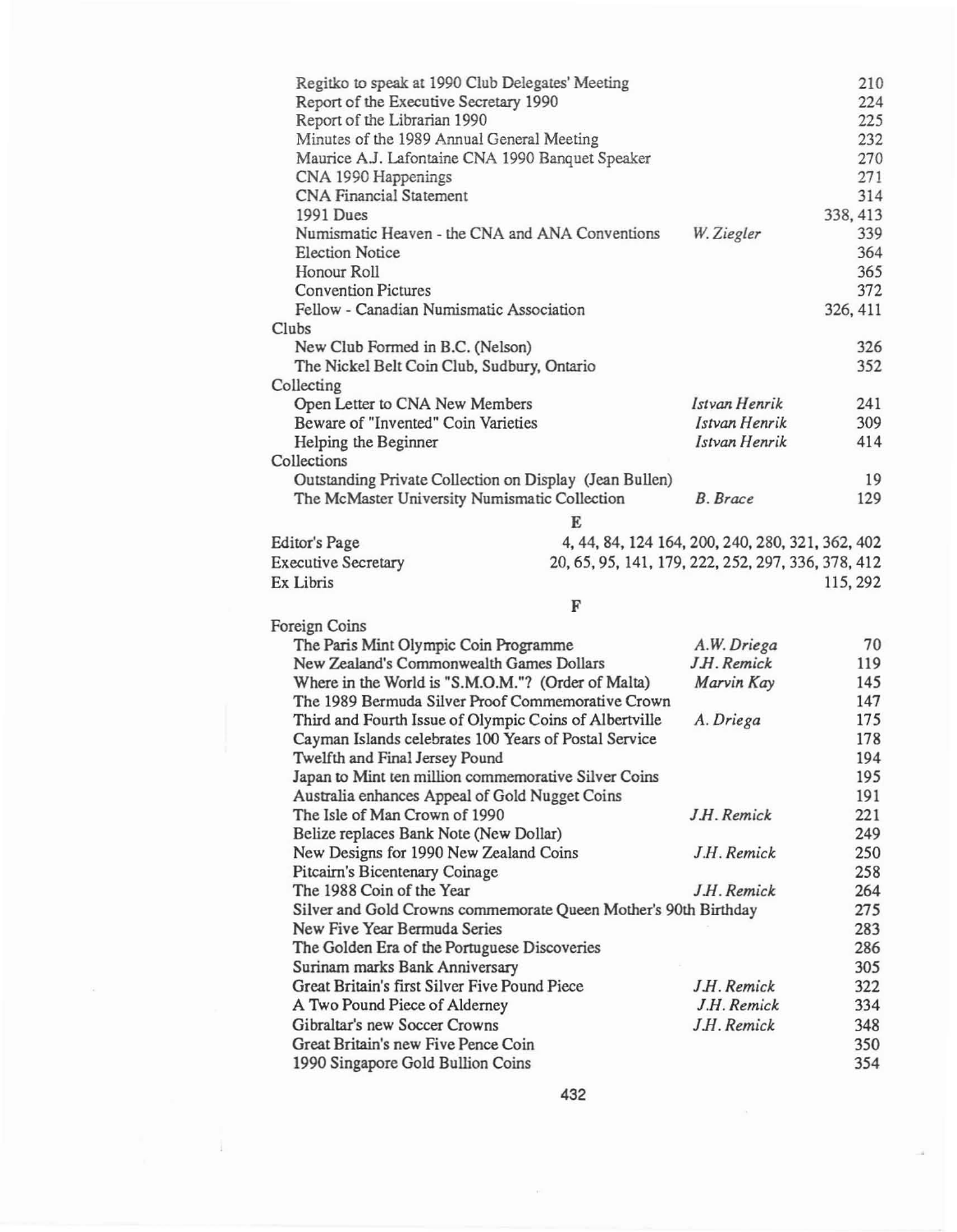| | | |
|---|---|---|
| Regitko to speak at 1990 Club Delegates' Meeting | | 210 |
| Report of the Executive Secretary 1990 | | 224 |
| Report of the Librarian 1990 | | 225 |
| Minutes of the 1989 Annual General Meeting | | 232 |
| Maurice A.J. Lafontaine CNA 1990 Banquet Speaker | | 270 |
| CNA 1990 Happenings | | 271 |
| CNA Financial Statement | | 314 |
| 1991 Dues | | 338, 413 |
| Numismatic Heaven - the CNA and ANA Conventions | *W. Ziegler* | 339 |
| Election Notice | | 364 |
| Honour Roll | | 365 |
| Convention Pictures | | 372 |
| Fellow - Canadian Numismatic Association | | 326, 411 |
| **Clubs** | | |
| New Club Formed in B.C. (Nelson) | | 326 |
| The Nickel Belt Coin Club, Sudbury, Ontario | | 352 |
| **Collecting** | | |
| Open Letter to CNA New Members | *Istvan Henrik* | 241 |
| Beware of "Invented" Coin Varieties | *Istvan Henrik* | 309 |
| Helping the Beginner | *Istvan Henrik* | 414 |
| **Collections** | | |
| Outstanding Private Collection on Display (Jean Bullen) | | 19 |
| The McMaster University Numismatic Collection | *B. Brace* | 129 |

## E

| | |
|---|---|
| Editor's Page | 4, 44, 84, 124 164, 200, 240, 280, 321, 362, 402 |
| Executive Secretary | 20, 65, 95, 141, 179, 222, 252, 297, 336, 378, 412 |
| Ex Libris | 115, 292 |

## F

| | | |
|---|---|---|
| **Foreign Coins** | | |
| The Paris Mint Olympic Coin Programme | *A.W. Driega* | 70 |
| New Zealand's Commonwealth Games Dollars | *J.H. Remick* | 119 |
| Where in the World is "S.M.O.M."? (Order of Malta) | *Marvin Kay* | 145 |
| The 1989 Bermuda Silver Proof Commemorative Crown | | 147 |
| Third and Fourth Issue of Olympic Coins of Albertville | *A. Driega* | 175 |
| Cayman Islands celebrates 100 Years of Postal Service | | 178 |
| Twelfth and Final Jersey Pound | | 194 |
| Japan to Mint ten million commemorative Silver Coins | | 195 |
| Australia enhances Appeal of Gold Nugget Coins | | 191 |
| The Isle of Man Crown of 1990 | *J.H. Remick* | 221 |
| Belize replaces Bank Note (New Dollar) | | 249 |
| New Designs for 1990 New Zealand Coins | *J.H. Remick* | 250 |
| Pitcairn's Bicentenary Coinage | | 258 |
| The 1988 Coin of the Year | *J.H. Remick* | 264 |
| Silver and Gold Crowns commemorate Queen Mother's 90th Birthday | | 275 |
| New Five Year Bermuda Series | | 283 |
| The Golden Era of the Portuguese Discoveries | | 286 |
| Surinam marks Bank Anniversary | | 305 |
| Great Britain's first Silver Five Pound Piece | *J.H. Remick* | 322 |
| A Two Pound Piece of Alderney | *J.H. Remick* | 334 |
| Gibraltar's new Soccer Crowns | *J.H. Remick* | 348 |
| Great Britain's new Five Pence Coin | | 350 |
| 1990 Singapore Gold Bullion Coins | | 354 |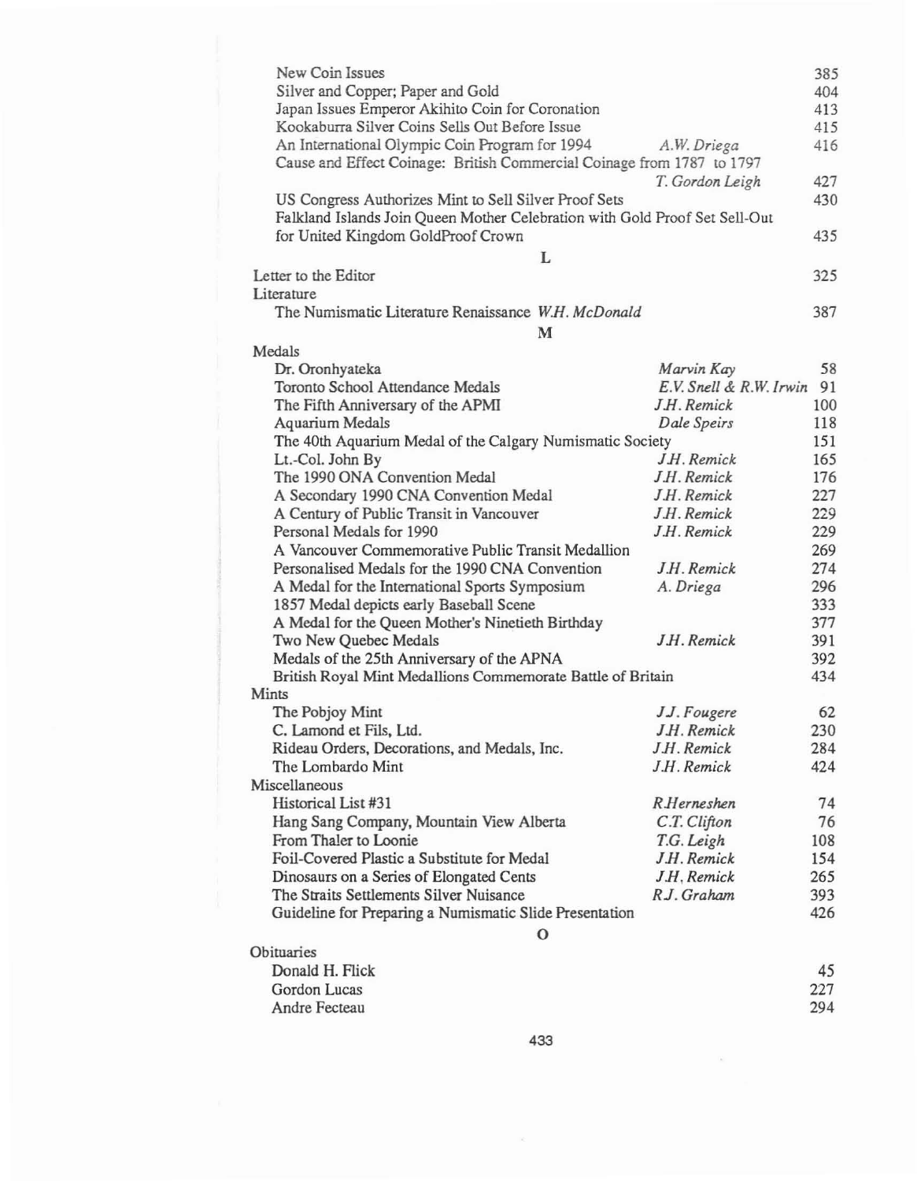New Coin Issues ... 385
Silver and Copper; Paper and Gold ... 404
Japan Issues Emperor Akihito Coin for Coronation ... 413
Kookaburra Silver Coins Sells Out Before Issue ... 415
An International Olympic Coin Program for 1994 — *A.W. Driega* ... 416
Cause and Effect Coinage: British Commercial Coinage from 1787 to 1797 — *T. Gordon Leigh* ... 427
US Congress Authorizes Mint to Sell Silver Proof Sets ... 430
Falkland Islands Join Queen Mother Celebration with Gold Proof Set Sell-Out for United Kingdom GoldProof Crown ... 435

## L

Letter to the Editor ... 325

Literature

- The Numismatic Literature Renaissance *W.H. McDonald* ... 387

## M

Medals

| Title | Author | Page |
|---|---|---|
| Dr. Oronhyateka | *Marvin Kay* | 58 |
| Toronto School Attendance Medals | *E.V. Snell & R.W. Irwin* | 91 |
| The Fifth Anniversary of the APMI | *J.H. Remick* | 100 |
| Aquarium Medals | *Dale Speirs* | 118 |
| The 40th Aquarium Medal of the Calgary Numismatic Society | | 151 |
| Lt.-Col. John By | *J.H. Remick* | 165 |
| The 1990 ONA Convention Medal | *J.H. Remick* | 176 |
| A Secondary 1990 CNA Convention Medal | *J.H. Remick* | 227 |
| A Century of Public Transit in Vancouver | *J.H. Remick* | 229 |
| Personal Medals for 1990 | *J.H. Remick* | 229 |
| A Vancouver Commemorative Public Transit Medallion | | 269 |
| Personalised Medals for the 1990 CNA Convention | *J.H. Remick* | 274 |
| A Medal for the International Sports Symposium | *A. Driega* | 296 |
| 1857 Medal depicts early Baseball Scene | | 333 |
| A Medal for the Queen Mother's Ninetieth Birthday | | 377 |
| Two New Quebec Medals | *J.H. Remick* | 391 |
| Medals of the 25th Anniversary of the APNA | | 392 |
| British Royal Mint Medallions Commemorate Battle of Britain | | 434 |

Mints

| Title | Author | Page |
|---|---|---|
| The Pobjoy Mint | *J.J. Fougere* | 62 |
| C. Lamond et Fils, Ltd. | *J.H. Remick* | 230 |
| Rideau Orders, Decorations, and Medals, Inc. | *J.H. Remick* | 284 |
| The Lombardo Mint | *J.H. Remick* | 424 |

Miscellaneous

| Title | Author | Page |
|---|---|---|
| Historical List #31 | *R.Herneshen* | 74 |
| Hang Sang Company, Mountain View Alberta | *C.T. Clifton* | 76 |
| From Thaler to Loonie | *T.G. Leigh* | 108 |
| Foil-Covered Plastic a Substitute for Medal | *J.H. Remick* | 154 |
| Dinosaurs on a Series of Elongated Cents | *J.H. Remick* | 265 |
| The Straits Settlements Silver Nuisance | *R.J. Graham* | 393 |
| Guideline for Preparing a Numismatic Slide Presentation | | 426 |

## O

Obituaries

| Name | Page |
|---|---|
| Donald H. Flick | 45 |
| Gordon Lucas | 227 |
| Andre Fecteau | 294 |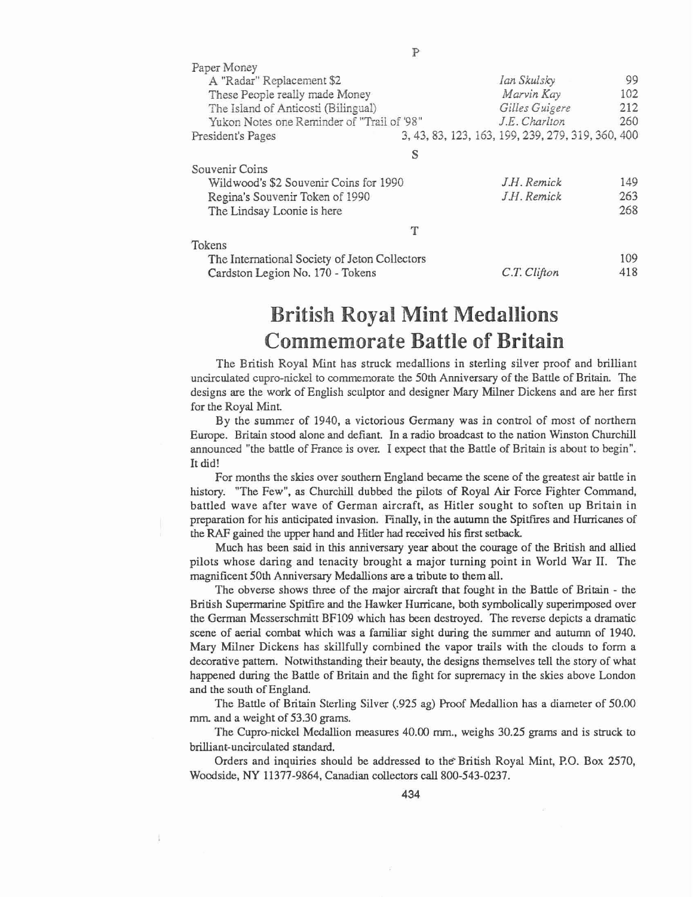P

| | | |
|---|---|---|
| Paper Money | | |
| A "Radar" Replacement $2 | *Ian Skulsky* | 99 |
| These People really made Money | *Marvin Kay* | 102 |
| The Island of Anticosti (Bilingual) | *Gilles Guigere* | 212 |
| Yukon Notes one Reminder of "Trail of '98" | *J.E. Charlton* | 260 |
| President's Pages | 3, 43, 83, 123, 163, 199, 239, 279, 319, 360, 400 | |

S

| | | |
|---|---|---|
| Souvenir Coins | | |
| Wildwood's $2 Souvenir Coins for 1990 | *J.H. Remick* | 149 |
| Regina's Souvenir Token of 1990 | *J.H. Remick* | 263 |
| The Lindsay Loonie is here | | 268 |

T

| | | |
|---|---|---|
| Tokens | | |
| The International Society of Jeton Collectors | | 109 |
| Cardston Legion No. 170 - Tokens | *C.T. Clifton* | 418 |

# British Royal Mint Medallions Commemorate Battle of Britain

The British Royal Mint has struck medallions in sterling silver proof and brilliant uncirculated cupro-nickel to commemorate the 50th Anniversary of the Battle of Britain. The designs are the work of English sculptor and designer Mary Milner Dickens and are her first for the Royal Mint.

By the summer of 1940, a victorious Germany was in control of most of northern Europe. Britain stood alone and defiant. In a radio broadcast to the nation Winston Churchill announced "the battle of France is over. I expect that the Battle of Britain is about to begin". It did!

For months the skies over southern England became the scene of the greatest air battle in history. "The Few", as Churchill dubbed the pilots of Royal Air Force Fighter Command, battled wave after wave of German aircraft, as Hitler sought to soften up Britain in preparation for his anticipated invasion. Finally, in the autumn the Spitfires and Hurricanes of the RAF gained the upper hand and Hitler had received his first setback.

Much has been said in this anniversary year about the courage of the British and allied pilots whose daring and tenacity brought a major turning point in World War II. The magnificent 50th Anniversary Medallions are a tribute to them all.

The obverse shows three of the major aircraft that fought in the Battle of Britain - the British Supermarine Spitfire and the Hawker Hurricane, both symbolically superimposed over the German Messerschmitt BF109 which has been destroyed. The reverse depicts a dramatic scene of aerial combat which was a familiar sight during the summer and autumn of 1940. Mary Milner Dickens has skillfully combined the vapor trails with the clouds to form a decorative pattern. Notwithstanding their beauty, the designs themselves tell the story of what happened during the Battle of Britain and the fight for supremacy in the skies above London and the south of England.

The Battle of Britain Sterling Silver (.925 ag) Proof Medallion has a diameter of 50.00 mm. and a weight of 53.30 grams.

The Cupro-nickel Medallion measures 40.00 mm., weighs 30.25 grams and is struck to brilliant-uncirculated standard.

Orders and inquiries should be addressed to the British Royal Mint, P.O. Box 2570, Woodside, NY 11377-9864, Canadian collectors call 800-543-0237.